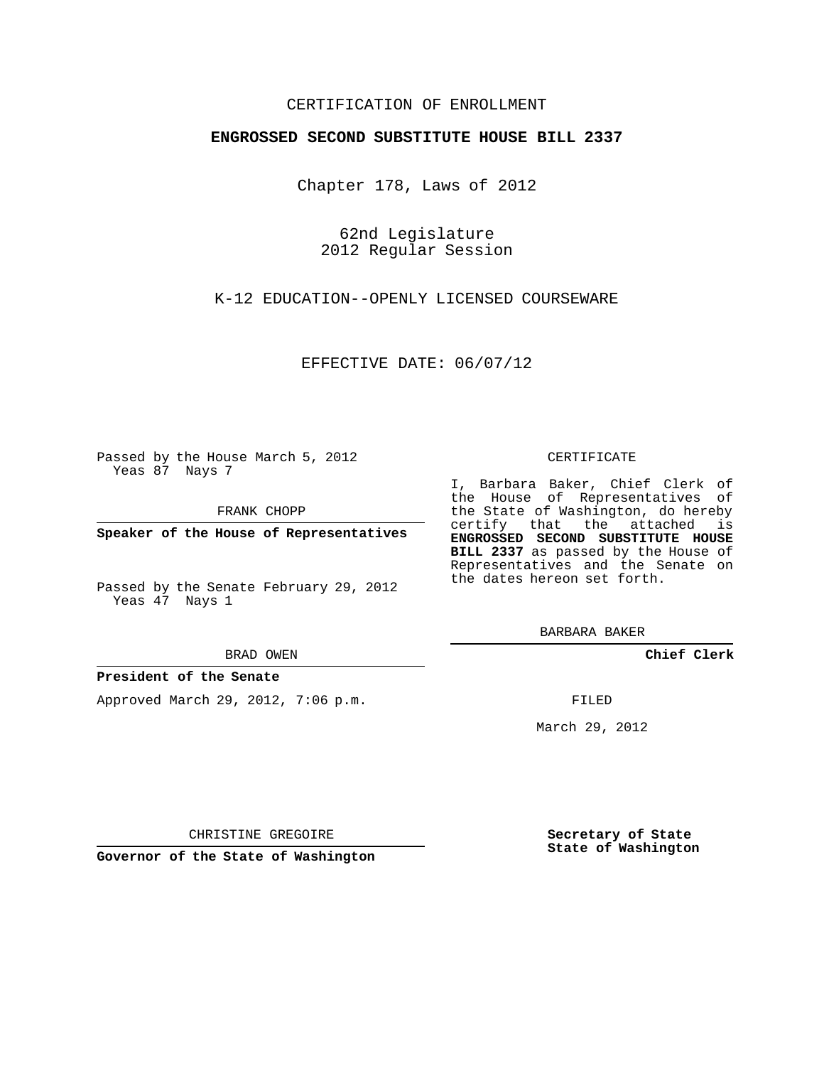CERTIFICATION OF ENROLLMENT

**ENGROSSED SECOND SUBSTITUTE HOUSE BILL 2337**

Chapter 178, Laws of 2012

62nd Legislature
2012 Regular Session

K-12 EDUCATION--OPENLY LICENSED COURSEWARE

EFFECTIVE DATE: 06/07/12

Passed by the House March 5, 2012
Yeas 87 Nays 7

FRANK CHOPP

**Speaker of the House of Representatives**

Passed by the Senate February 29, 2012
Yeas 47 Nays 1

BRAD OWEN

**President of the Senate**

Approved March 29, 2012, 7:06 p.m.

CHRISTINE GREGOIRE

**Governor of the State of Washington**

CERTIFICATE

I, Barbara Baker, Chief Clerk of the House of Representatives of the State of Washington, do hereby certify that the attached is **ENGROSSED SECOND SUBSTITUTE HOUSE BILL 2337** as passed by the House of Representatives and the Senate on the dates hereon set forth.

BARBARA BAKER

**Chief Clerk**

FILED

March 29, 2012

**Secretary of State**
**State of Washington**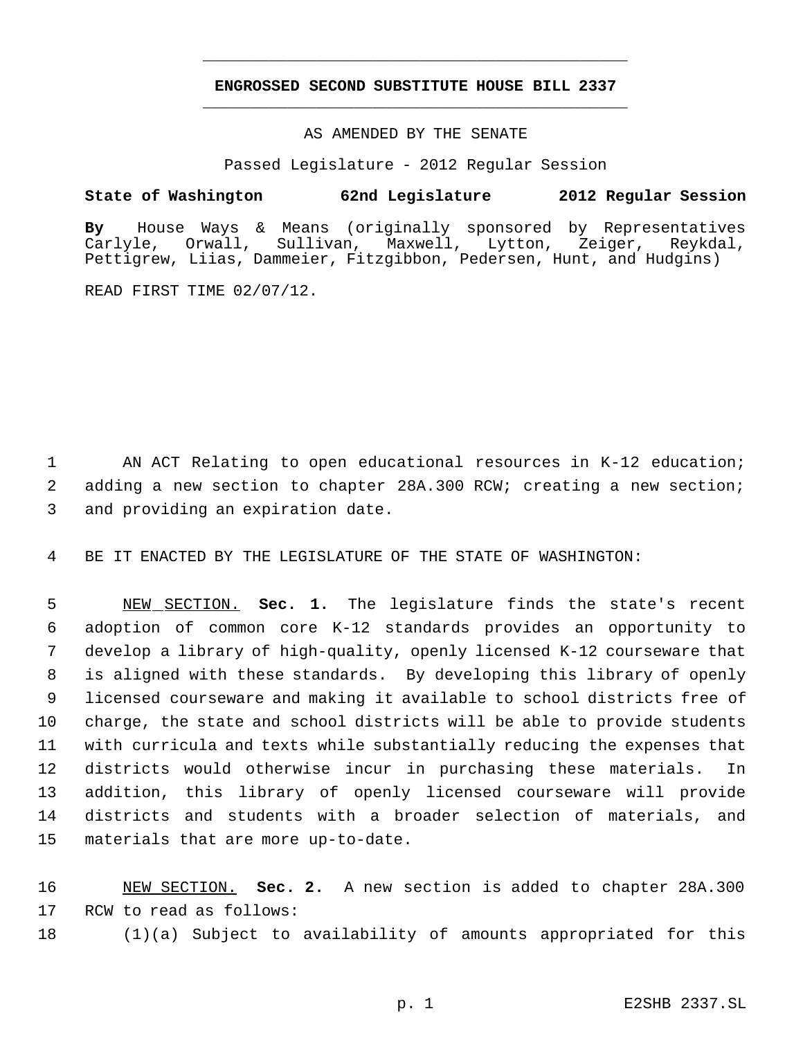# ENGROSSED SECOND SUBSTITUTE HOUSE BILL 2337

AS AMENDED BY THE SENATE

Passed Legislature - 2012 Regular Session

**State of Washington 62nd Legislature 2012 Regular Session**

**By** House Ways & Means (originally sponsored by Representatives Carlyle, Orwall, Sullivan, Maxwell, Lytton, Zeiger, Reykdal, Pettigrew, Liias, Dammeier, Fitzgibbon, Pedersen, Hunt, and Hudgins)

READ FIRST TIME 02/07/12.

1 AN ACT Relating to open educational resources in K-12 education;
2 adding a new section to chapter 28A.300 RCW; creating a new section;
3 and providing an expiration date.

4 BE IT ENACTED BY THE LEGISLATURE OF THE STATE OF WASHINGTON:

5 NEW SECTION. **Sec. 1.** The legislature finds the state's recent
6 adoption of common core K-12 standards provides an opportunity to
7 develop a library of high-quality, openly licensed K-12 courseware that
8 is aligned with these standards. By developing this library of openly
9 licensed courseware and making it available to school districts free of
10 charge, the state and school districts will be able to provide students
11 with curricula and texts while substantially reducing the expenses that
12 districts would otherwise incur in purchasing these materials. In
13 addition, this library of openly licensed courseware will provide
14 districts and students with a broader selection of materials, and
15 materials that are more up-to-date.

16 NEW SECTION. **Sec. 2.** A new section is added to chapter 28A.300
17 RCW to read as follows:

18 (1)(a) Subject to availability of amounts appropriated for this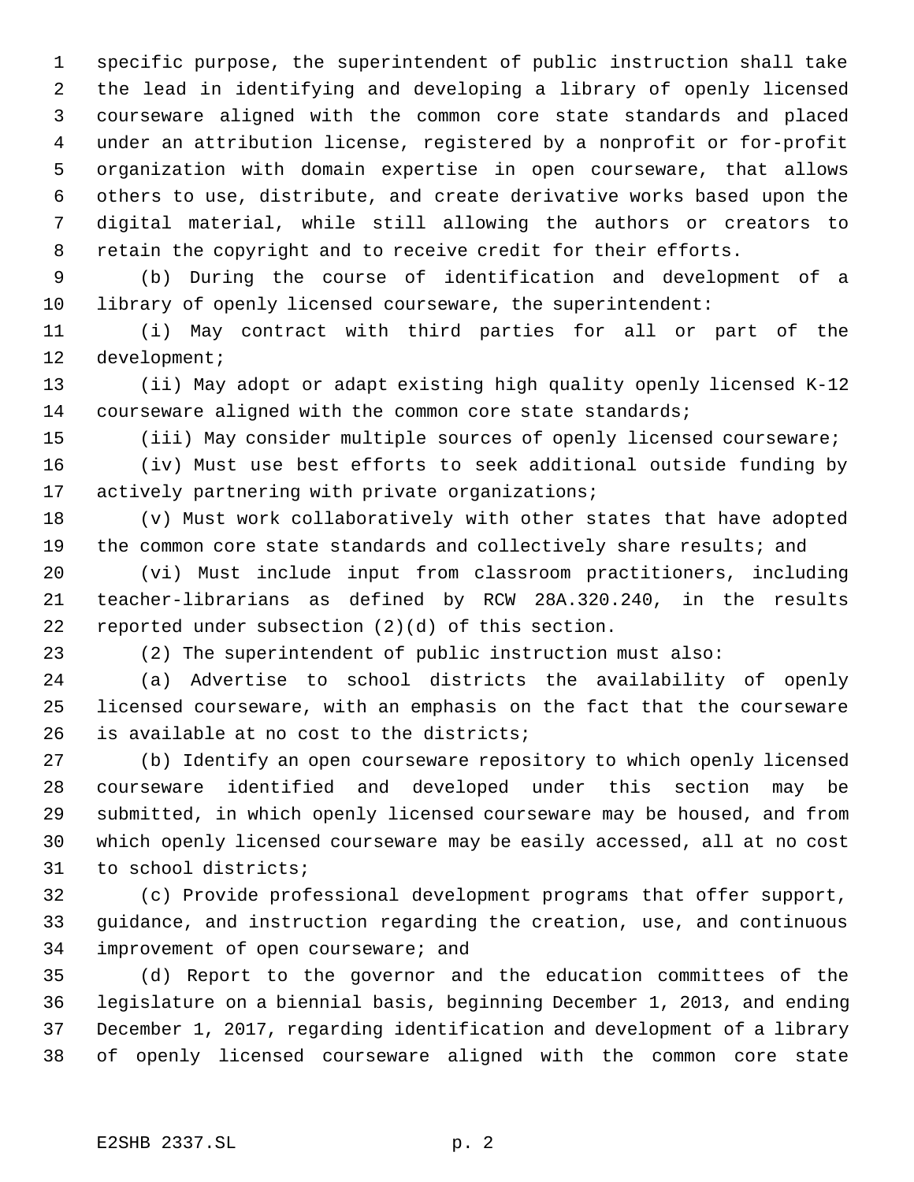specific purpose, the superintendent of public instruction shall take the lead in identifying and developing a library of openly licensed courseware aligned with the common core state standards and placed under an attribution license, registered by a nonprofit or for-profit organization with domain expertise in open courseware, that allows others to use, distribute, and create derivative works based upon the digital material, while still allowing the authors or creators to retain the copyright and to receive credit for their efforts.

(b) During the course of identification and development of a library of openly licensed courseware, the superintendent:

(i) May contract with third parties for all or part of the development;

(ii) May adopt or adapt existing high quality openly licensed K-12 courseware aligned with the common core state standards;

(iii) May consider multiple sources of openly licensed courseware;

(iv) Must use best efforts to seek additional outside funding by actively partnering with private organizations;

(v) Must work collaboratively with other states that have adopted the common core state standards and collectively share results; and

(vi) Must include input from classroom practitioners, including teacher-librarians as defined by RCW 28A.320.240, in the results reported under subsection (2)(d) of this section.

(2) The superintendent of public instruction must also:

(a) Advertise to school districts the availability of openly licensed courseware, with an emphasis on the fact that the courseware is available at no cost to the districts;

(b) Identify an open courseware repository to which openly licensed courseware identified and developed under this section may be submitted, in which openly licensed courseware may be housed, and from which openly licensed courseware may be easily accessed, all at no cost to school districts;

(c) Provide professional development programs that offer support, guidance, and instruction regarding the creation, use, and continuous improvement of open courseware; and

(d) Report to the governor and the education committees of the legislature on a biennial basis, beginning December 1, 2013, and ending December 1, 2017, regarding identification and development of a library of openly licensed courseware aligned with the common core state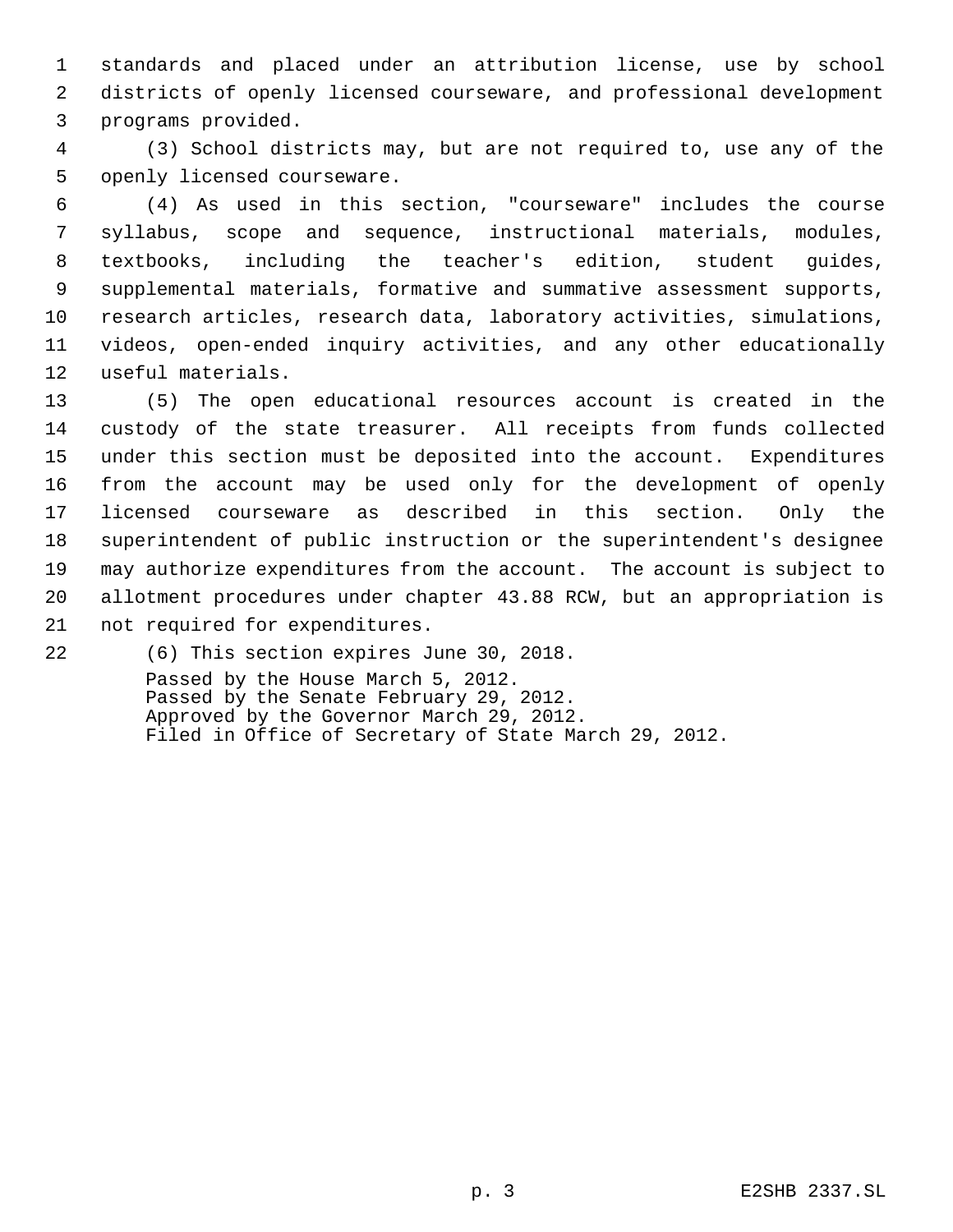standards and placed under an attribution license, use by school districts of openly licensed courseware, and professional development programs provided.

(3) School districts may, but are not required to, use any of the openly licensed courseware.

(4) As used in this section, "courseware" includes the course syllabus, scope and sequence, instructional materials, modules, textbooks, including the teacher's edition, student guides, supplemental materials, formative and summative assessment supports, research articles, research data, laboratory activities, simulations, videos, open-ended inquiry activities, and any other educationally useful materials.

(5) The open educational resources account is created in the custody of the state treasurer. All receipts from funds collected under this section must be deposited into the account. Expenditures from the account may be used only for the development of openly licensed courseware as described in this section. Only the superintendent of public instruction or the superintendent's designee may authorize expenditures from the account. The account is subject to allotment procedures under chapter 43.88 RCW, but an appropriation is not required for expenditures.

(6) This section expires June 30, 2018.

Passed by the House March 5, 2012.
Passed by the Senate February 29, 2012.
Approved by the Governor March 29, 2012.
Filed in Office of Secretary of State March 29, 2012.